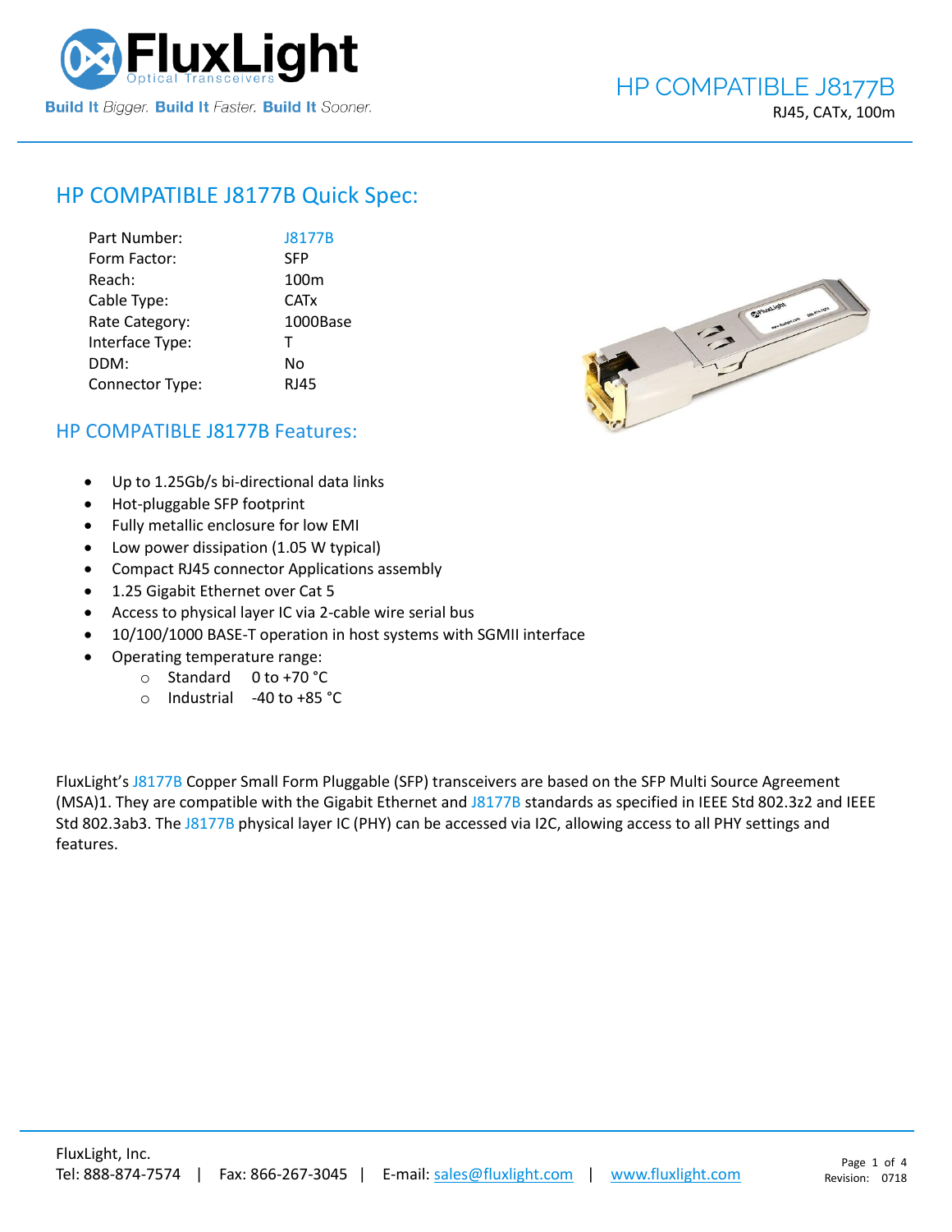# HP COMPATIBLE J8177B

RJ45, CATx, 100m

## HP COMPATIBLE J8177B Quick Spec:

| | |
|---|---|
| Part Number: | J8177B |
| Form Factor: | SFP |
| Reach: | 100m |
| Cable Type: | CATx |
| Rate Category: | 1000Base |
| Interface Type: | T |
| DDM: | No |
| Connector Type: | RJ45 |

## HP COMPATIBLE J8177B Features:

- Up to 1.25Gb/s bi-directional data links
- Hot-pluggable SFP footprint
- Fully metallic enclosure for low EMI
- Low power dissipation (1.05 W typical)
- Compact RJ45 connector Applications assembly
- 1.25 Gigabit Ethernet over Cat 5
- Access to physical layer IC via 2-cable wire serial bus
- 10/100/1000 BASE-T operation in host systems with SGMII interface
- Operating temperature range:
  - Standard 0 to +70 °C
  - Industrial -40 to +85 °C

FluxLight's J8177B Copper Small Form Pluggable (SFP) transceivers are based on the SFP Multi Source Agreement (MSA)1. They are compatible with the Gigabit Ethernet and J8177B standards as specified in IEEE Std 802.3z2 and IEEE Std 802.3ab3. The J8177B physical layer IC (PHY) can be accessed via I2C, allowing access to all PHY settings and features.

FluxLight, Inc.
Tel: 888-874-7574 | Fax: 866-267-3045 | E-mail: sales@fluxlight.com | www.fluxlight.com

Revision: 0718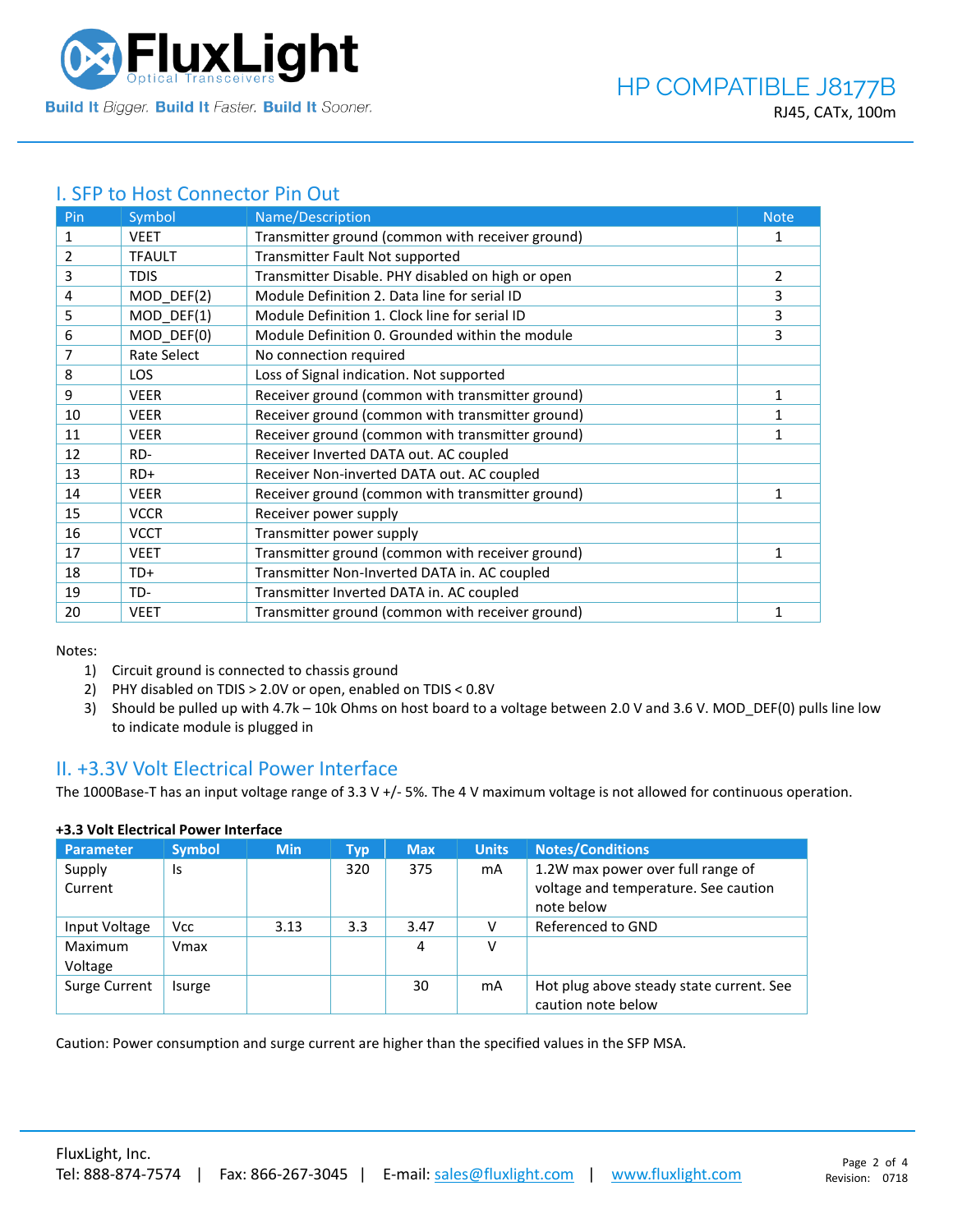## I. SFP to Host Connector Pin Out

| Pin | Symbol | Name/Description | Note |
|---|---|---|---|
| 1 | VEET | Transmitter ground (common with receiver ground) | 1 |
| 2 | TFAULT | Transmitter Fault Not supported | |
| 3 | TDIS | Transmitter Disable. PHY disabled on high or open | 2 |
| 4 | MOD_DEF(2) | Module Definition 2. Data line for serial ID | 3 |
| 5 | MOD_DEF(1) | Module Definition 1. Clock line for serial ID | 3 |
| 6 | MOD_DEF(0) | Module Definition 0. Grounded within the module | 3 |
| 7 | Rate Select | No connection required | |
| 8 | LOS | Loss of Signal indication. Not supported | |
| 9 | VEER | Receiver ground (common with transmitter ground) | 1 |
| 10 | VEER | Receiver ground (common with transmitter ground) | 1 |
| 11 | VEER | Receiver ground (common with transmitter ground) | 1 |
| 12 | RD- | Receiver Inverted DATA out. AC coupled | |
| 13 | RD+ | Receiver Non-inverted DATA out. AC coupled | |
| 14 | VEER | Receiver ground (common with transmitter ground) | 1 |
| 15 | VCCR | Receiver power supply | |
| 16 | VCCT | Transmitter power supply | |
| 17 | VEET | Transmitter ground (common with receiver ground) | 1 |
| 18 | TD+ | Transmitter Non-Inverted DATA in. AC coupled | |
| 19 | TD- | Transmitter Inverted DATA in. AC coupled | |
| 20 | VEET | Transmitter ground (common with receiver ground) | 1 |

Notes:

1) Circuit ground is connected to chassis ground
2) PHY disabled on TDIS > 2.0V or open, enabled on TDIS < 0.8V
3) Should be pulled up with 4.7k – 10k Ohms on host board to a voltage between 2.0 V and 3.6 V. MOD_DEF(0) pulls line low to indicate module is plugged in

## II. +3.3V Volt Electrical Power Interface

The 1000Base-T has an input voltage range of 3.3 V +/- 5%. The 4 V maximum voltage is not allowed for continuous operation.

**+3.3 Volt Electrical Power Interface**

| Parameter | Symbol | Min | Typ | Max | Units | Notes/Conditions |
|---|---|---|---|---|---|---|
| Supply Current | Is | | 320 | 375 | mA | 1.2W max power over full range of voltage and temperature. See caution note below |
| Input Voltage | Vcc | 3.13 | 3.3 | 3.47 | V | Referenced to GND |
| Maximum Voltage | Vmax | | | 4 | V | |
| Surge Current | Isurge | | | 30 | mA | Hot plug above steady state current. See caution note below |

Caution: Power consumption and surge current are higher than the specified values in the SFP MSA.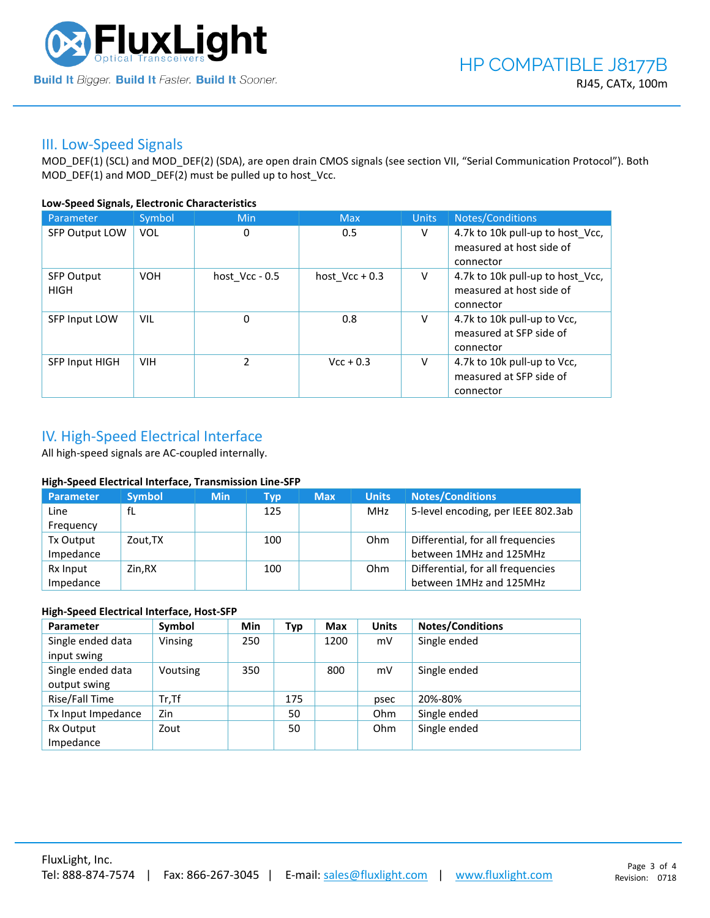## III. Low-Speed Signals

MOD_DEF(1) (SCL) and MOD_DEF(2) (SDA), are open drain CMOS signals (see section VII, "Serial Communication Protocol"). Both MOD_DEF(1) and MOD_DEF(2) must be pulled up to host_Vcc.

**Low-Speed Signals, Electronic Characteristics**

| Parameter | Symbol | Min | Max | Units | Notes/Conditions |
|---|---|---|---|---|---|
| SFP Output LOW | VOL | 0 | 0.5 | V | 4.7k to 10k pull-up to host_Vcc, measured at host side of connector |
| SFP Output HIGH | VOH | host_Vcc - 0.5 | host_Vcc + 0.3 | V | 4.7k to 10k pull-up to host_Vcc, measured at host side of connector |
| SFP Input LOW | VIL | 0 | 0.8 | V | 4.7k to 10k pull-up to Vcc, measured at SFP side of connector |
| SFP Input HIGH | VIH | 2 | Vcc + 0.3 | V | 4.7k to 10k pull-up to Vcc, measured at SFP side of connector |

## IV. High-Speed Electrical Interface

All high-speed signals are AC-coupled internally.

**High-Speed Electrical Interface, Transmission Line-SFP**

| Parameter | Symbol | Min | Typ | Max | Units | Notes/Conditions |
|---|---|---|---|---|---|---|
| Line Frequency | fL | | 125 | | MHz | 5-level encoding, per IEEE 802.3ab |
| Tx Output Impedance | Zout,TX | | 100 | | Ohm | Differential, for all frequencies between 1MHz and 125MHz |
| Rx Input Impedance | Zin,RX | | 100 | | Ohm | Differential, for all frequencies between 1MHz and 125MHz |

**High-Speed Electrical Interface, Host-SFP**

| Parameter | Symbol | Min | Typ | Max | Units | Notes/Conditions |
|---|---|---|---|---|---|---|
| Single ended data input swing | Vinsing | 250 | | 1200 | mV | Single ended |
| Single ended data output swing | Voutsing | 350 | | 800 | mV | Single ended |
| Rise/Fall Time | Tr,Tf | | 175 | | psec | 20%-80% |
| Tx Input Impedance | Zin | | 50 | | Ohm | Single ended |
| Rx Output Impedance | Zout | | 50 | | Ohm | Single ended |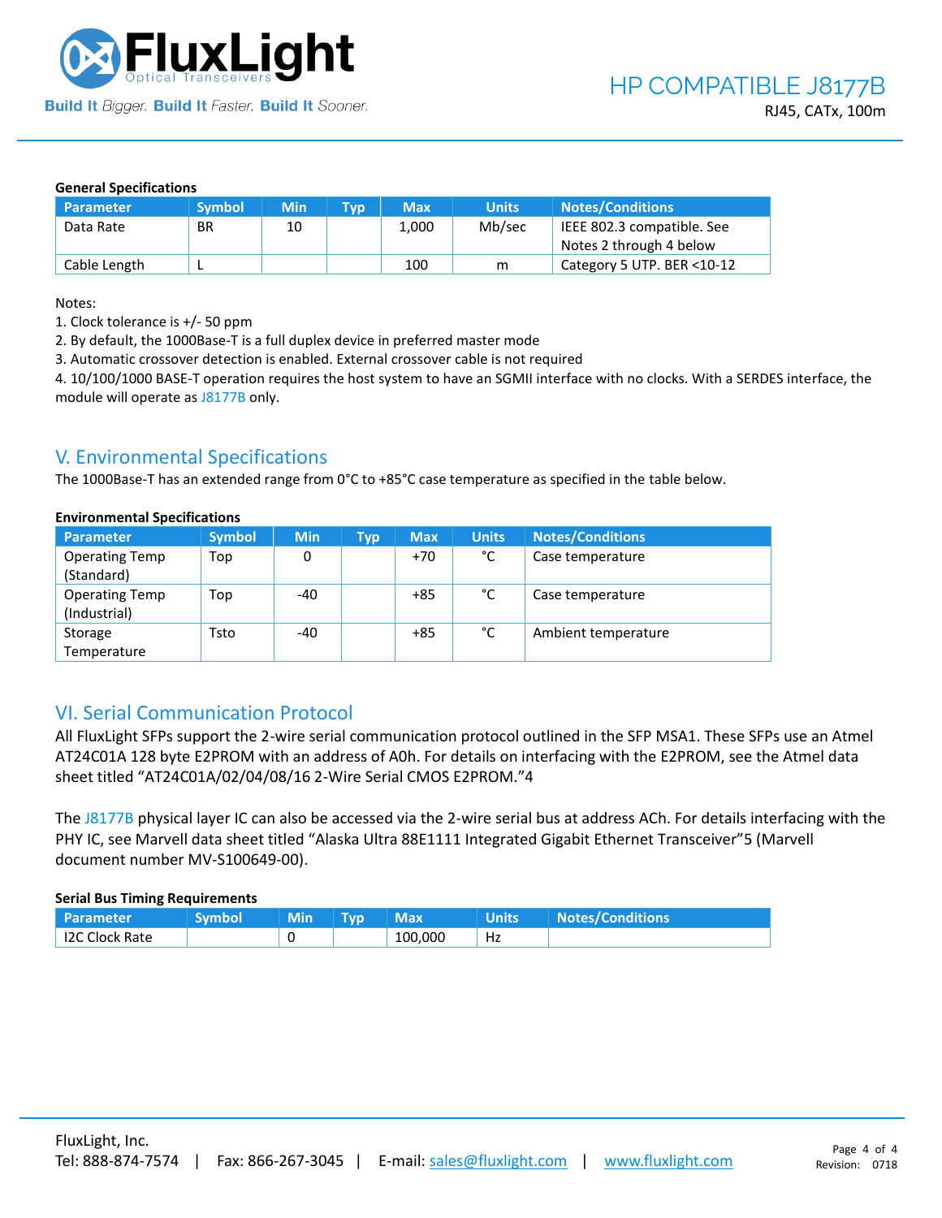**General Specifications**

| Parameter | Symbol | Min | Typ | Max | Units | Notes/Conditions |
|---|---|---|---|---|---|---|
| Data Rate | BR | 10 | | 1,000 | Mb/sec | IEEE 802.3 compatible. See Notes 2 through 4 below |
| Cable Length | L | | | 100 | m | Category 5 UTP. BER <10-12 |

Notes:
1. Clock tolerance is +/- 50 ppm
2. By default, the 1000Base-T is a full duplex device in preferred master mode
3. Automatic crossover detection is enabled. External crossover cable is not required
4. 10/100/1000 BASE-T operation requires the host system to have an SGMII interface with no clocks. With a SERDES interface, the module will operate as J8177B only.

## V. Environmental Specifications

The 1000Base-T has an extended range from 0°C to +85°C case temperature as specified in the table below.

**Environmental Specifications**

| Parameter | Symbol | Min | Typ | Max | Units | Notes/Conditions |
|---|---|---|---|---|---|---|
| Operating Temp (Standard) | Top | 0 | | +70 | °C | Case temperature |
| Operating Temp (Industrial) | Top | -40 | | +85 | °C | Case temperature |
| Storage Temperature | Tsto | -40 | | +85 | °C | Ambient temperature |

## VI. Serial Communication Protocol

All FluxLight SFPs support the 2-wire serial communication protocol outlined in the SFP MSA1. These SFPs use an Atmel AT24C01A 128 byte E2PROM with an address of A0h. For details on interfacing with the E2PROM, see the Atmel data sheet titled "AT24C01A/02/04/08/16 2-Wire Serial CMOS E2PROM."4

The J8177B physical layer IC can also be accessed via the 2-wire serial bus at address ACh. For details interfacing with the PHY IC, see Marvell data sheet titled "Alaska Ultra 88E1111 Integrated Gigabit Ethernet Transceiver"5 (Marvell document number MV-S100649-00).

**Serial Bus Timing Requirements**

| Parameter | Symbol | Min | Typ | Max | Units | Notes/Conditions |
|---|---|---|---|---|---|---|
| I2C Clock Rate | | 0 | | 100,000 | Hz | |